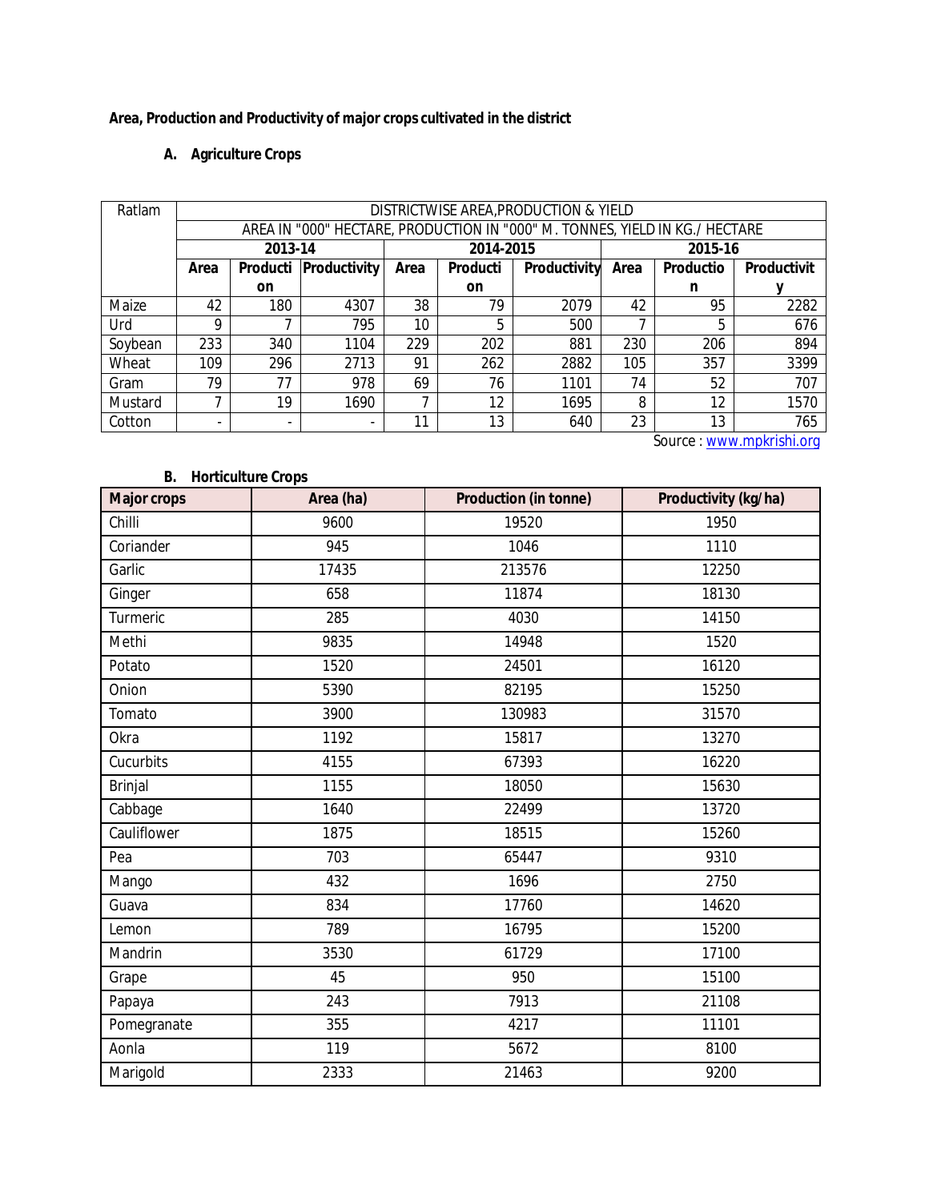**Area, Production and Productivity of major crops cultivated in the district**

**A. Agriculture Crops**

| Ratlam | DISTRICTWISE AREA,PRODUCTION & YIELD | | | | | | | | |
|---|---|---|---|---|---|---|---|---|---|
| | AREA IN "000" HECTARE, PRODUCTION IN "000" M. TONNES, YIELD IN KG./ HECTARE | | | | | | | | |
| | 2013-14 | | | 2014-2015 | | | 2015-16 | | |
| | **Area** | **Production** | **Productivity** | **Area** | **Production** | **Productivity** | **Area** | **Production** | **Productivity** |
| Maize | 42 | 180 | 4307 | 38 | 79 | 2079 | 42 | 95 | 2282 |
| Urd | 9 | 7 | 795 | 10 | 5 | 500 | 7 | 5 | 676 |
| Soybean | 233 | 340 | 1104 | 229 | 202 | 881 | 230 | 206 | 894 |
| Wheat | 109 | 296 | 2713 | 91 | 262 | 2882 | 105 | 357 | 3399 |
| Gram | 79 | 77 | 978 | 69 | 76 | 1101 | 74 | 52 | 707 |
| Mustard | 7 | 19 | 1690 | 7 | 12 | 1695 | 8 | 12 | 1570 |
| Cotton | - | - | - | 11 | 13 | 640 | 23 | 13 | 765 |

Source : www.mpkrishi.org

**B. Horticulture Crops**

| Major crops | Area (ha) | Production (in tonne) | Productivity (kg/ha) |
|---|---|---|---|
| Chilli | 9600 | 19520 | 1950 |
| Coriander | 945 | 1046 | 1110 |
| Garlic | 17435 | 213576 | 12250 |
| Ginger | 658 | 11874 | 18130 |
| Turmeric | 285 | 4030 | 14150 |
| Methi | 9835 | 14948 | 1520 |
| Potato | 1520 | 24501 | 16120 |
| Onion | 5390 | 82195 | 15250 |
| Tomato | 3900 | 130983 | 31570 |
| Okra | 1192 | 15817 | 13270 |
| Cucurbits | 4155 | 67393 | 16220 |
| Brinjal | 1155 | 18050 | 15630 |
| Cabbage | 1640 | 22499 | 13720 |
| Cauliflower | 1875 | 18515 | 15260 |
| Pea | 703 | 65447 | 9310 |
| Mango | 432 | 1696 | 2750 |
| Guava | 834 | 17760 | 14620 |
| Lemon | 789 | 16795 | 15200 |
| Mandrin | 3530 | 61729 | 17100 |
| Grape | 45 | 950 | 15100 |
| Papaya | 243 | 7913 | 21108 |
| Pomegranate | 355 | 4217 | 11101 |
| Aonla | 119 | 5672 | 8100 |
| Marigold | 2333 | 21463 | 9200 |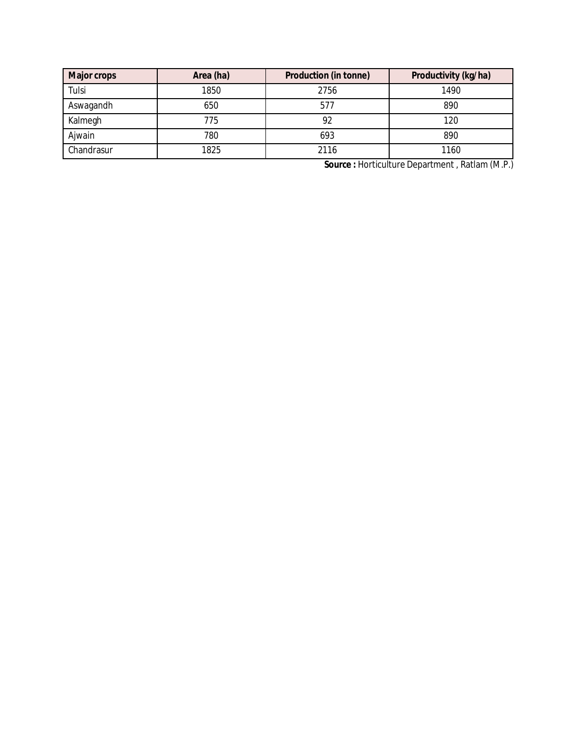| Major crops | Area (ha) | Production (in tonne) | Productivity (kg/ha) |
|---|---|---|---|
| Tulsi | 1850 | 2756 | 1490 |
| Aswagandh | 650 | 577 | 890 |
| Kalmegh | 775 | 92 | 120 |
| Ajwain | 780 | 693 | 890 |
| Chandrasur | 1825 | 2116 | 1160 |

**Source :** Horticulture Department , Ratlam (M.P.)